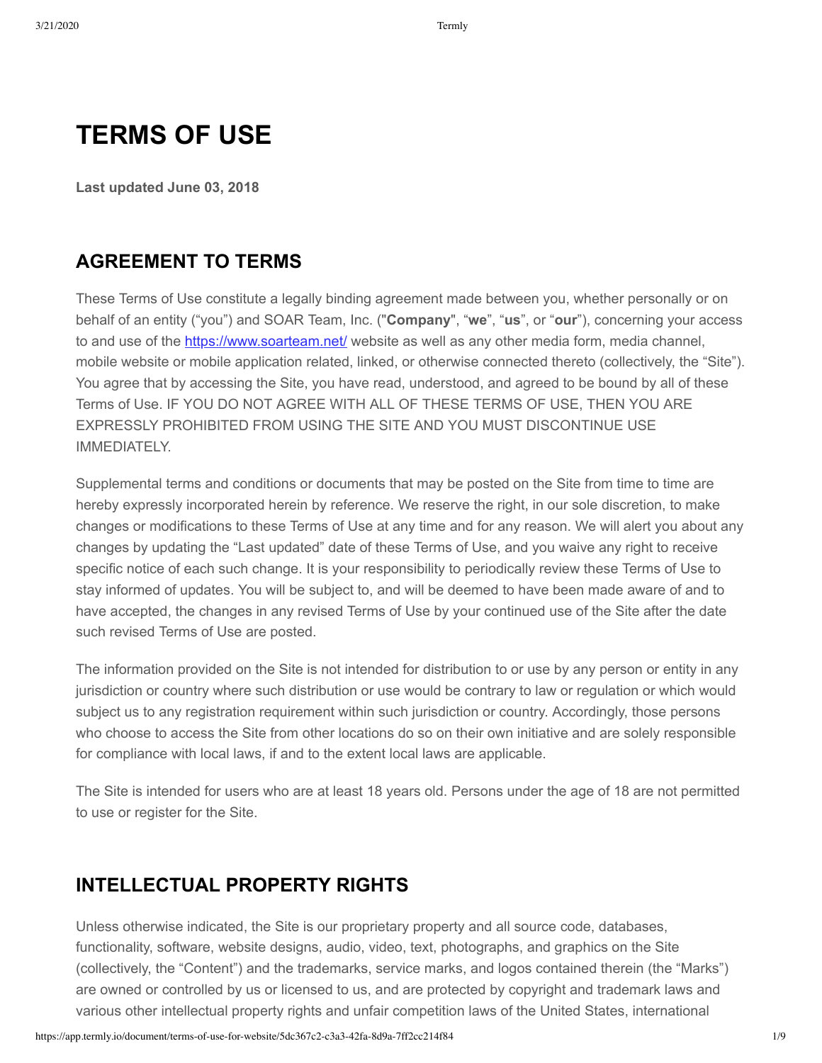# TERMS OF USE

**Last updated June 03, 2018**

## AGREEMENT TO TERMS

These Terms of Use constitute a legally binding agreement made between you, whether personally or on behalf of an entity ("you") and SOAR Team, Inc. ("**Company**", "**we**", "**us**", or "**our**"), concerning your access to and use of the [https://www.soarteam.net/](https://www.soarteam.net/) website as well as any other media form, media channel, mobile website or mobile application related, linked, or otherwise connected thereto (collectively, the "Site"). You agree that by accessing the Site, you have read, understood, and agreed to be bound by all of these Terms of Use. IF YOU DO NOT AGREE WITH ALL OF THESE TERMS OF USE, THEN YOU ARE EXPRESSLY PROHIBITED FROM USING THE SITE AND YOU MUST DISCONTINUE USE IMMEDIATELY.

Supplemental terms and conditions or documents that may be posted on the Site from time to time are hereby expressly incorporated herein by reference. We reserve the right, in our sole discretion, to make changes or modifications to these Terms of Use at any time and for any reason. We will alert you about any changes by updating the "Last updated" date of these Terms of Use, and you waive any right to receive specific notice of each such change. It is your responsibility to periodically review these Terms of Use to stay informed of updates. You will be subject to, and will be deemed to have been made aware of and to have accepted, the changes in any revised Terms of Use by your continued use of the Site after the date such revised Terms of Use are posted.

The information provided on the Site is not intended for distribution to or use by any person or entity in any jurisdiction or country where such distribution or use would be contrary to law or regulation or which would subject us to any registration requirement within such jurisdiction or country. Accordingly, those persons who choose to access the Site from other locations do so on their own initiative and are solely responsible for compliance with local laws, if and to the extent local laws are applicable.

The Site is intended for users who are at least 18 years old. Persons under the age of 18 are not permitted to use or register for the Site.

## INTELLECTUAL PROPERTY RIGHTS

Unless otherwise indicated, the Site is our proprietary property and all source code, databases, functionality, software, website designs, audio, video, text, photographs, and graphics on the Site (collectively, the "Content") and the trademarks, service marks, and logos contained therein (the "Marks") are owned or controlled by us or licensed to us, and are protected by copyright and trademark laws and various other intellectual property rights and unfair competition laws of the United States, international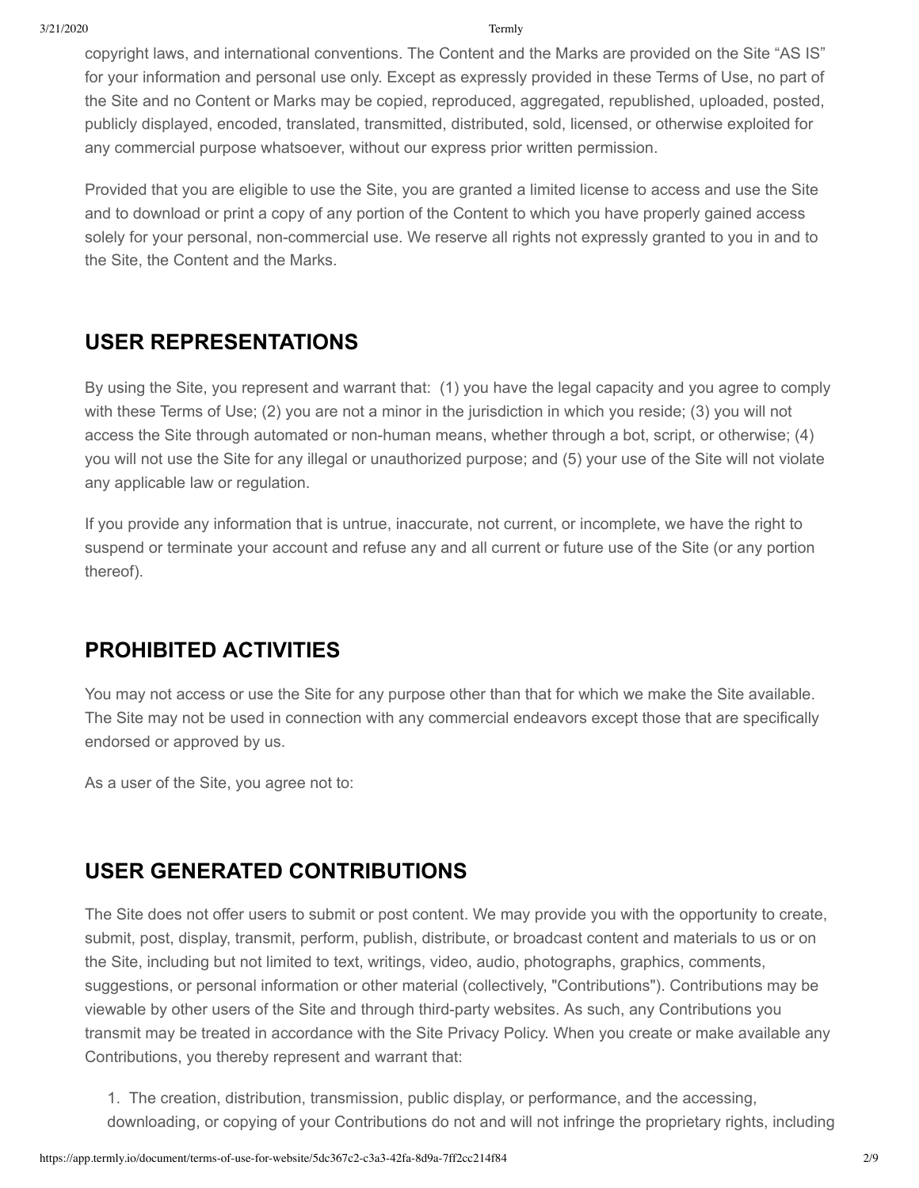copyright laws, and international conventions. The Content and the Marks are provided on the Site "AS IS" for your information and personal use only. Except as expressly provided in these Terms of Use, no part of the Site and no Content or Marks may be copied, reproduced, aggregated, republished, uploaded, posted, publicly displayed, encoded, translated, transmitted, distributed, sold, licensed, or otherwise exploited for any commercial purpose whatsoever, without our express prior written permission.

Provided that you are eligible to use the Site, you are granted a limited license to access and use the Site and to download or print a copy of any portion of the Content to which you have properly gained access solely for your personal, non-commercial use. We reserve all rights not expressly granted to you in and to the Site, the Content and the Marks.

## USER REPRESENTATIONS

By using the Site, you represent and warrant that: (1) you have the legal capacity and you agree to comply with these Terms of Use; (2) you are not a minor in the jurisdiction in which you reside; (3) you will not access the Site through automated or non-human means, whether through a bot, script, or otherwise; (4) you will not use the Site for any illegal or unauthorized purpose; and (5) your use of the Site will not violate any applicable law or regulation.

If you provide any information that is untrue, inaccurate, not current, or incomplete, we have the right to suspend or terminate your account and refuse any and all current or future use of the Site (or any portion thereof).

## PROHIBITED ACTIVITIES

You may not access or use the Site for any purpose other than that for which we make the Site available. The Site may not be used in connection with any commercial endeavors except those that are specifically endorsed or approved by us.

As a user of the Site, you agree not to:

## USER GENERATED CONTRIBUTIONS

The Site does not offer users to submit or post content. We may provide you with the opportunity to create, submit, post, display, transmit, perform, publish, distribute, or broadcast content and materials to us or on the Site, including but not limited to text, writings, video, audio, photographs, graphics, comments, suggestions, or personal information or other material (collectively, "Contributions"). Contributions may be viewable by other users of the Site and through third-party websites. As such, any Contributions you transmit may be treated in accordance with the Site Privacy Policy. When you create or make available any Contributions, you thereby represent and warrant that:

1. The creation, distribution, transmission, public display, or performance, and the accessing, downloading, or copying of your Contributions do not and will not infringe the proprietary rights, including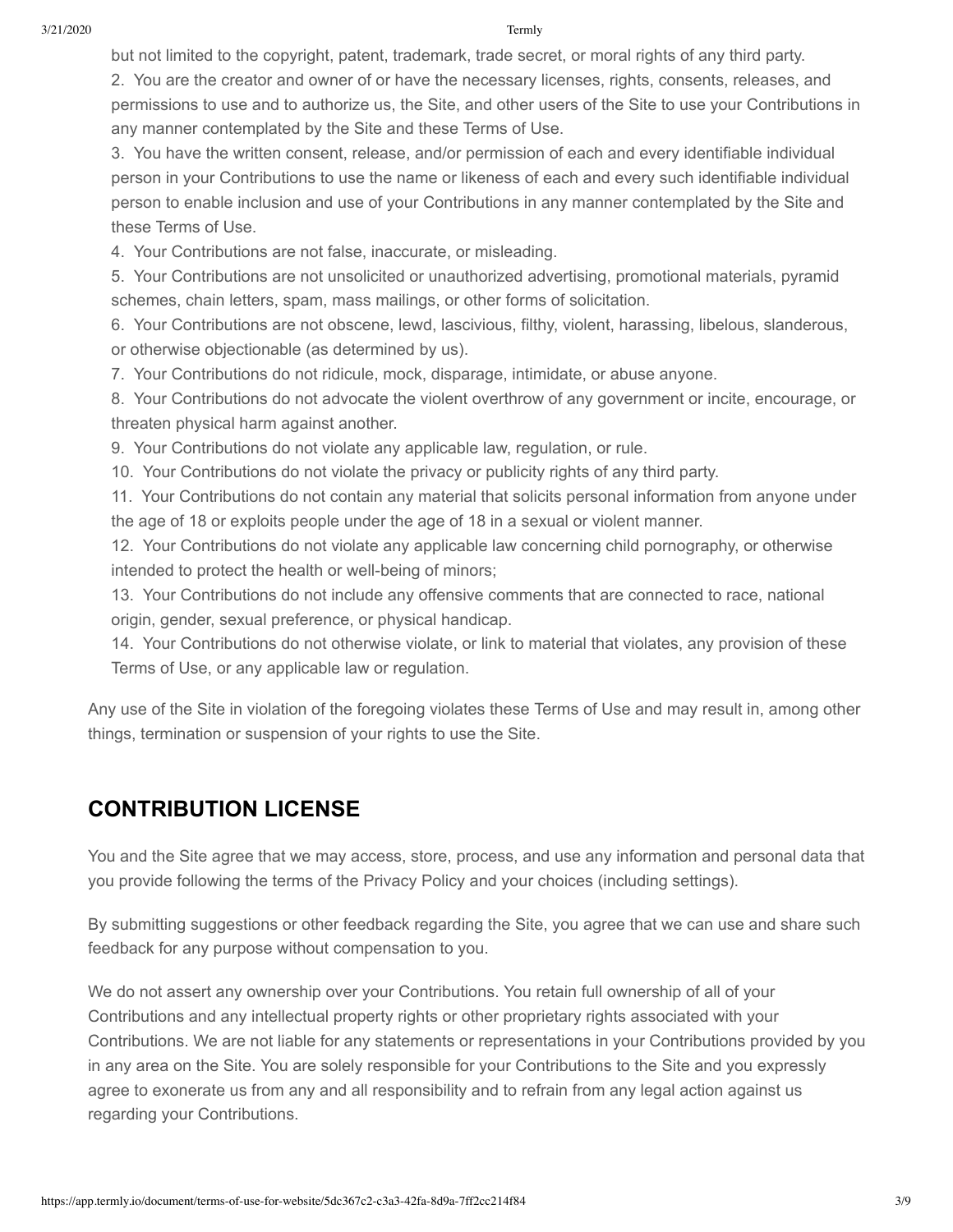but not limited to the copyright, patent, trademark, trade secret, or moral rights of any third party.

2. You are the creator and owner of or have the necessary licenses, rights, consents, releases, and permissions to use and to authorize us, the Site, and other users of the Site to use your Contributions in any manner contemplated by the Site and these Terms of Use.
3. You have the written consent, release, and/or permission of each and every identifiable individual person in your Contributions to use the name or likeness of each and every such identifiable individual person to enable inclusion and use of your Contributions in any manner contemplated by the Site and these Terms of Use.
4. Your Contributions are not false, inaccurate, or misleading.
5. Your Contributions are not unsolicited or unauthorized advertising, promotional materials, pyramid schemes, chain letters, spam, mass mailings, or other forms of solicitation.
6. Your Contributions are not obscene, lewd, lascivious, filthy, violent, harassing, libelous, slanderous, or otherwise objectionable (as determined by us).
7. Your Contributions do not ridicule, mock, disparage, intimidate, or abuse anyone.
8. Your Contributions do not advocate the violent overthrow of any government or incite, encourage, or threaten physical harm against another.
9. Your Contributions do not violate any applicable law, regulation, or rule.
10. Your Contributions do not violate the privacy or publicity rights of any third party.
11. Your Contributions do not contain any material that solicits personal information from anyone under the age of 18 or exploits people under the age of 18 in a sexual or violent manner.
12. Your Contributions do not violate any applicable law concerning child pornography, or otherwise intended to protect the health or well-being of minors;
13. Your Contributions do not include any offensive comments that are connected to race, national origin, gender, sexual preference, or physical handicap.
14. Your Contributions do not otherwise violate, or link to material that violates, any provision of these Terms of Use, or any applicable law or regulation.

Any use of the Site in violation of the foregoing violates these Terms of Use and may result in, among other things, termination or suspension of your rights to use the Site.

## CONTRIBUTION LICENSE

You and the Site agree that we may access, store, process, and use any information and personal data that you provide following the terms of the Privacy Policy and your choices (including settings).

By submitting suggestions or other feedback regarding the Site, you agree that we can use and share such feedback for any purpose without compensation to you.

We do not assert any ownership over your Contributions. You retain full ownership of all of your Contributions and any intellectual property rights or other proprietary rights associated with your Contributions. We are not liable for any statements or representations in your Contributions provided by you in any area on the Site. You are solely responsible for your Contributions to the Site and you expressly agree to exonerate us from any and all responsibility and to refrain from any legal action against us regarding your Contributions.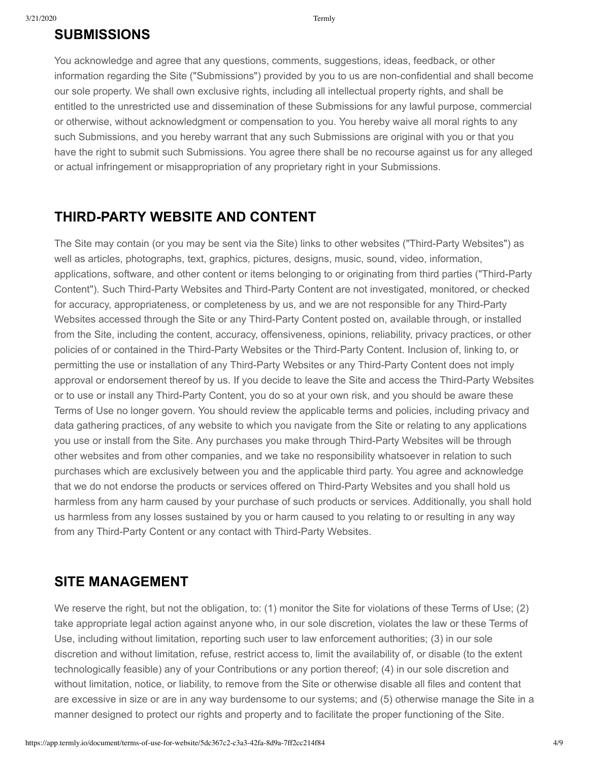## SUBMISSIONS

You acknowledge and agree that any questions, comments, suggestions, ideas, feedback, or other information regarding the Site ("Submissions") provided by you to us are non-confidential and shall become our sole property. We shall own exclusive rights, including all intellectual property rights, and shall be entitled to the unrestricted use and dissemination of these Submissions for any lawful purpose, commercial or otherwise, without acknowledgment or compensation to you. You hereby waive all moral rights to any such Submissions, and you hereby warrant that any such Submissions are original with you or that you have the right to submit such Submissions. You agree there shall be no recourse against us for any alleged or actual infringement or misappropriation of any proprietary right in your Submissions.

## THIRD-PARTY WEBSITE AND CONTENT

The Site may contain (or you may be sent via the Site) links to other websites ("Third-Party Websites") as well as articles, photographs, text, graphics, pictures, designs, music, sound, video, information, applications, software, and other content or items belonging to or originating from third parties ("Third-Party Content"). Such Third-Party Websites and Third-Party Content are not investigated, monitored, or checked for accuracy, appropriateness, or completeness by us, and we are not responsible for any Third-Party Websites accessed through the Site or any Third-Party Content posted on, available through, or installed from the Site, including the content, accuracy, offensiveness, opinions, reliability, privacy practices, or other policies of or contained in the Third-Party Websites or the Third-Party Content. Inclusion of, linking to, or permitting the use or installation of any Third-Party Websites or any Third-Party Content does not imply approval or endorsement thereof by us. If you decide to leave the Site and access the Third-Party Websites or to use or install any Third-Party Content, you do so at your own risk, and you should be aware these Terms of Use no longer govern. You should review the applicable terms and policies, including privacy and data gathering practices, of any website to which you navigate from the Site or relating to any applications you use or install from the Site. Any purchases you make through Third-Party Websites will be through other websites and from other companies, and we take no responsibility whatsoever in relation to such purchases which are exclusively between you and the applicable third party. You agree and acknowledge that we do not endorse the products or services offered on Third-Party Websites and you shall hold us harmless from any harm caused by your purchase of such products or services. Additionally, you shall hold us harmless from any losses sustained by you or harm caused to you relating to or resulting in any way from any Third-Party Content or any contact with Third-Party Websites.

## SITE MANAGEMENT

We reserve the right, but not the obligation, to: (1) monitor the Site for violations of these Terms of Use; (2) take appropriate legal action against anyone who, in our sole discretion, violates the law or these Terms of Use, including without limitation, reporting such user to law enforcement authorities; (3) in our sole discretion and without limitation, refuse, restrict access to, limit the availability of, or disable (to the extent technologically feasible) any of your Contributions or any portion thereof; (4) in our sole discretion and without limitation, notice, or liability, to remove from the Site or otherwise disable all files and content that are excessive in size or are in any way burdensome to our systems; and (5) otherwise manage the Site in a manner designed to protect our rights and property and to facilitate the proper functioning of the Site.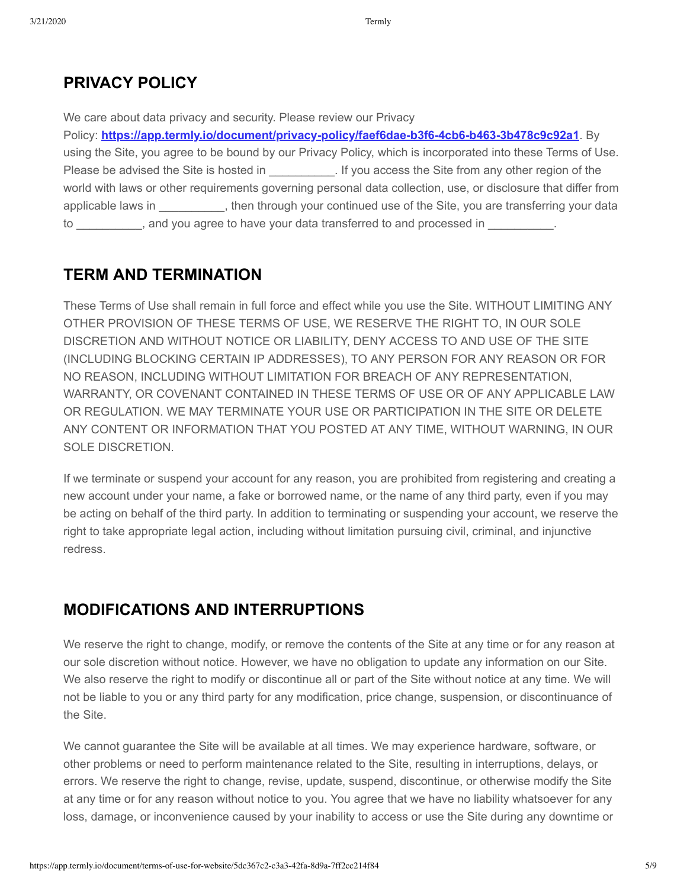## PRIVACY POLICY

We care about data privacy and security. Please review our Privacy Policy: **https://app.termly.io/document/privacy-policy/faef6dae-b3f6-4cb6-b463-3b478c9c92a1**. By using the Site, you agree to be bound by our Privacy Policy, which is incorporated into these Terms of Use. Please be advised the Site is hosted in __________. If you access the Site from any other region of the world with laws or other requirements governing personal data collection, use, or disclosure that differ from applicable laws in __________, then through your continued use of the Site, you are transferring your data to __________, and you agree to have your data transferred to and processed in __________.

## TERM AND TERMINATION

These Terms of Use shall remain in full force and effect while you use the Site. WITHOUT LIMITING ANY OTHER PROVISION OF THESE TERMS OF USE, WE RESERVE THE RIGHT TO, IN OUR SOLE DISCRETION AND WITHOUT NOTICE OR LIABILITY, DENY ACCESS TO AND USE OF THE SITE (INCLUDING BLOCKING CERTAIN IP ADDRESSES), TO ANY PERSON FOR ANY REASON OR FOR NO REASON, INCLUDING WITHOUT LIMITATION FOR BREACH OF ANY REPRESENTATION, WARRANTY, OR COVENANT CONTAINED IN THESE TERMS OF USE OR OF ANY APPLICABLE LAW OR REGULATION. WE MAY TERMINATE YOUR USE OR PARTICIPATION IN THE SITE OR DELETE ANY CONTENT OR INFORMATION THAT YOU POSTED AT ANY TIME, WITHOUT WARNING, IN OUR SOLE DISCRETION.

If we terminate or suspend your account for any reason, you are prohibited from registering and creating a new account under your name, a fake or borrowed name, or the name of any third party, even if you may be acting on behalf of the third party. In addition to terminating or suspending your account, we reserve the right to take appropriate legal action, including without limitation pursuing civil, criminal, and injunctive redress.

## MODIFICATIONS AND INTERRUPTIONS

We reserve the right to change, modify, or remove the contents of the Site at any time or for any reason at our sole discretion without notice. However, we have no obligation to update any information on our Site. We also reserve the right to modify or discontinue all or part of the Site without notice at any time. We will not be liable to you or any third party for any modification, price change, suspension, or discontinuance of the Site.

We cannot guarantee the Site will be available at all times. We may experience hardware, software, or other problems or need to perform maintenance related to the Site, resulting in interruptions, delays, or errors. We reserve the right to change, revise, update, suspend, discontinue, or otherwise modify the Site at any time or for any reason without notice to you. You agree that we have no liability whatsoever for any loss, damage, or inconvenience caused by your inability to access or use the Site during any downtime or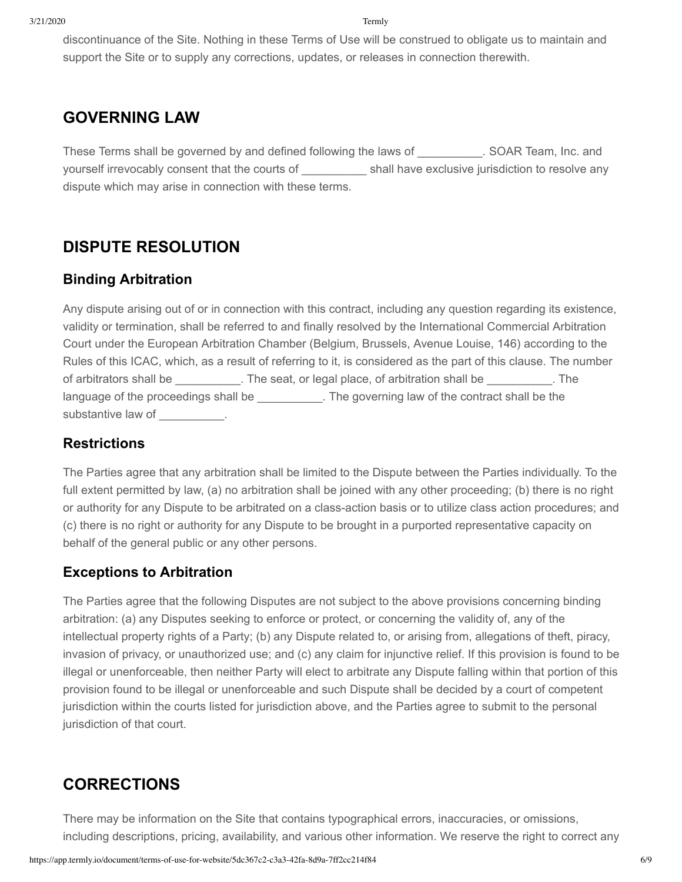discontinuance of the Site. Nothing in these Terms of Use will be construed to obligate us to maintain and support the Site or to supply any corrections, updates, or releases in connection therewith.

## GOVERNING LAW

These Terms shall be governed by and defined following the laws of __________. SOAR Team, Inc. and yourself irrevocably consent that the courts of __________ shall have exclusive jurisdiction to resolve any dispute which may arise in connection with these terms.

## DISPUTE RESOLUTION

### Binding Arbitration

Any dispute arising out of or in connection with this contract, including any question regarding its existence, validity or termination, shall be referred to and finally resolved by the International Commercial Arbitration Court under the European Arbitration Chamber (Belgium, Brussels, Avenue Louise, 146) according to the Rules of this ICAC, which, as a result of referring to it, is considered as the part of this clause. The number of arbitrators shall be __________. The seat, or legal place, of arbitration shall be __________. The language of the proceedings shall be __________. The governing law of the contract shall be the substantive law of __________.

### Restrictions

The Parties agree that any arbitration shall be limited to the Dispute between the Parties individually. To the full extent permitted by law, (a) no arbitration shall be joined with any other proceeding; (b) there is no right or authority for any Dispute to be arbitrated on a class-action basis or to utilize class action procedures; and (c) there is no right or authority for any Dispute to be brought in a purported representative capacity on behalf of the general public or any other persons.

### Exceptions to Arbitration

The Parties agree that the following Disputes are not subject to the above provisions concerning binding arbitration: (a) any Disputes seeking to enforce or protect, or concerning the validity of, any of the intellectual property rights of a Party; (b) any Dispute related to, or arising from, allegations of theft, piracy, invasion of privacy, or unauthorized use; and (c) any claim for injunctive relief. If this provision is found to be illegal or unenforceable, then neither Party will elect to arbitrate any Dispute falling within that portion of this provision found to be illegal or unenforceable and such Dispute shall be decided by a court of competent jurisdiction within the courts listed for jurisdiction above, and the Parties agree to submit to the personal jurisdiction of that court.

## CORRECTIONS

There may be information on the Site that contains typographical errors, inaccuracies, or omissions, including descriptions, pricing, availability, and various other information. We reserve the right to correct any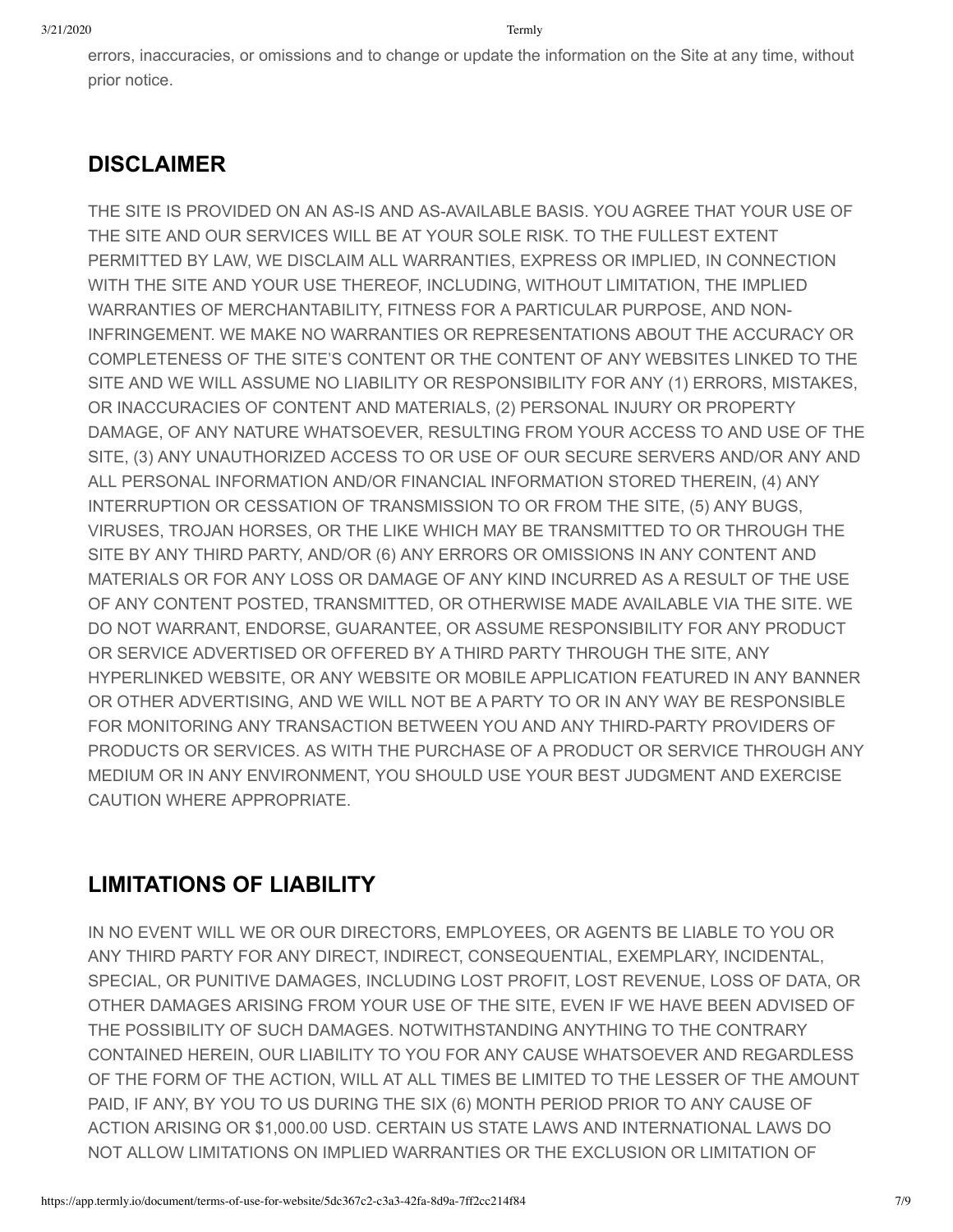errors, inaccuracies, or omissions and to change or update the information on the Site at any time, without prior notice.

## DISCLAIMER

THE SITE IS PROVIDED ON AN AS-IS AND AS-AVAILABLE BASIS. YOU AGREE THAT YOUR USE OF THE SITE AND OUR SERVICES WILL BE AT YOUR SOLE RISK. TO THE FULLEST EXTENT PERMITTED BY LAW, WE DISCLAIM ALL WARRANTIES, EXPRESS OR IMPLIED, IN CONNECTION WITH THE SITE AND YOUR USE THEREOF, INCLUDING, WITHOUT LIMITATION, THE IMPLIED WARRANTIES OF MERCHANTABILITY, FITNESS FOR A PARTICULAR PURPOSE, AND NON-INFRINGEMENT. WE MAKE NO WARRANTIES OR REPRESENTATIONS ABOUT THE ACCURACY OR COMPLETENESS OF THE SITE'S CONTENT OR THE CONTENT OF ANY WEBSITES LINKED TO THE SITE AND WE WILL ASSUME NO LIABILITY OR RESPONSIBILITY FOR ANY (1) ERRORS, MISTAKES, OR INACCURACIES OF CONTENT AND MATERIALS, (2) PERSONAL INJURY OR PROPERTY DAMAGE, OF ANY NATURE WHATSOEVER, RESULTING FROM YOUR ACCESS TO AND USE OF THE SITE, (3) ANY UNAUTHORIZED ACCESS TO OR USE OF OUR SECURE SERVERS AND/OR ANY AND ALL PERSONAL INFORMATION AND/OR FINANCIAL INFORMATION STORED THEREIN, (4) ANY INTERRUPTION OR CESSATION OF TRANSMISSION TO OR FROM THE SITE, (5) ANY BUGS, VIRUSES, TROJAN HORSES, OR THE LIKE WHICH MAY BE TRANSMITTED TO OR THROUGH THE SITE BY ANY THIRD PARTY, AND/OR (6) ANY ERRORS OR OMISSIONS IN ANY CONTENT AND MATERIALS OR FOR ANY LOSS OR DAMAGE OF ANY KIND INCURRED AS A RESULT OF THE USE OF ANY CONTENT POSTED, TRANSMITTED, OR OTHERWISE MADE AVAILABLE VIA THE SITE. WE DO NOT WARRANT, ENDORSE, GUARANTEE, OR ASSUME RESPONSIBILITY FOR ANY PRODUCT OR SERVICE ADVERTISED OR OFFERED BY A THIRD PARTY THROUGH THE SITE, ANY HYPERLINKED WEBSITE, OR ANY WEBSITE OR MOBILE APPLICATION FEATURED IN ANY BANNER OR OTHER ADVERTISING, AND WE WILL NOT BE A PARTY TO OR IN ANY WAY BE RESPONSIBLE FOR MONITORING ANY TRANSACTION BETWEEN YOU AND ANY THIRD-PARTY PROVIDERS OF PRODUCTS OR SERVICES. AS WITH THE PURCHASE OF A PRODUCT OR SERVICE THROUGH ANY MEDIUM OR IN ANY ENVIRONMENT, YOU SHOULD USE YOUR BEST JUDGMENT AND EXERCISE CAUTION WHERE APPROPRIATE.

## LIMITATIONS OF LIABILITY

IN NO EVENT WILL WE OR OUR DIRECTORS, EMPLOYEES, OR AGENTS BE LIABLE TO YOU OR ANY THIRD PARTY FOR ANY DIRECT, INDIRECT, CONSEQUENTIAL, EXEMPLARY, INCIDENTAL, SPECIAL, OR PUNITIVE DAMAGES, INCLUDING LOST PROFIT, LOST REVENUE, LOSS OF DATA, OR OTHER DAMAGES ARISING FROM YOUR USE OF THE SITE, EVEN IF WE HAVE BEEN ADVISED OF THE POSSIBILITY OF SUCH DAMAGES. NOTWITHSTANDING ANYTHING TO THE CONTRARY CONTAINED HEREIN, OUR LIABILITY TO YOU FOR ANY CAUSE WHATSOEVER AND REGARDLESS OF THE FORM OF THE ACTION, WILL AT ALL TIMES BE LIMITED TO THE LESSER OF THE AMOUNT PAID, IF ANY, BY YOU TO US DURING THE SIX (6) MONTH PERIOD PRIOR TO ANY CAUSE OF ACTION ARISING OR $1,000.00 USD. CERTAIN US STATE LAWS AND INTERNATIONAL LAWS DO NOT ALLOW LIMITATIONS ON IMPLIED WARRANTIES OR THE EXCLUSION OR LIMITATION OF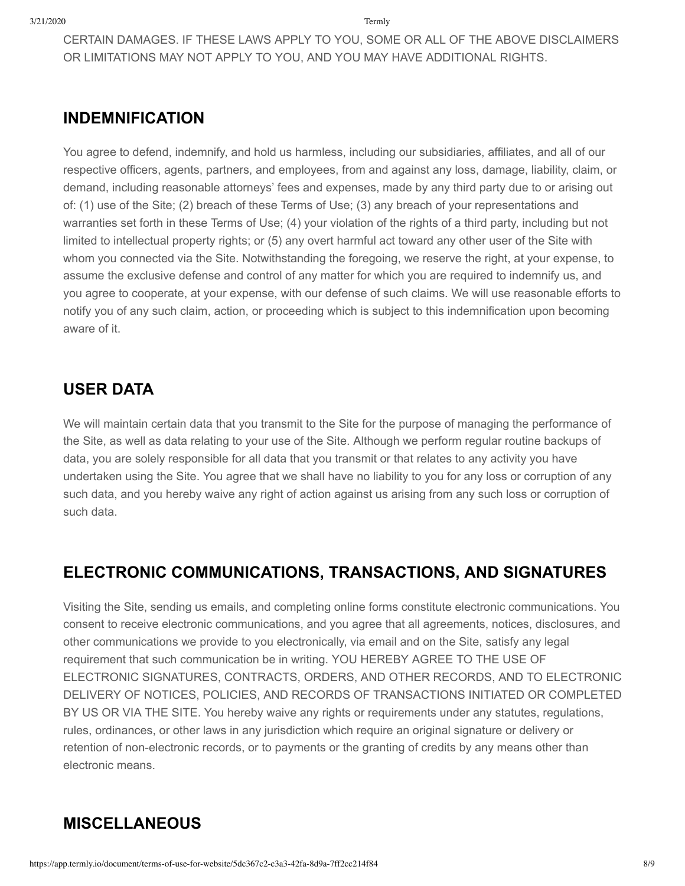CERTAIN DAMAGES. IF THESE LAWS APPLY TO YOU, SOME OR ALL OF THE ABOVE DISCLAIMERS OR LIMITATIONS MAY NOT APPLY TO YOU, AND YOU MAY HAVE ADDITIONAL RIGHTS.

## INDEMNIFICATION

You agree to defend, indemnify, and hold us harmless, including our subsidiaries, affiliates, and all of our respective officers, agents, partners, and employees, from and against any loss, damage, liability, claim, or demand, including reasonable attorneys' fees and expenses, made by any third party due to or arising out of: (1) use of the Site; (2) breach of these Terms of Use; (3) any breach of your representations and warranties set forth in these Terms of Use; (4) your violation of the rights of a third party, including but not limited to intellectual property rights; or (5) any overt harmful act toward any other user of the Site with whom you connected via the Site. Notwithstanding the foregoing, we reserve the right, at your expense, to assume the exclusive defense and control of any matter for which you are required to indemnify us, and you agree to cooperate, at your expense, with our defense of such claims. We will use reasonable efforts to notify you of any such claim, action, or proceeding which is subject to this indemnification upon becoming aware of it.

## USER DATA

We will maintain certain data that you transmit to the Site for the purpose of managing the performance of the Site, as well as data relating to your use of the Site. Although we perform regular routine backups of data, you are solely responsible for all data that you transmit or that relates to any activity you have undertaken using the Site. You agree that we shall have no liability to you for any loss or corruption of any such data, and you hereby waive any right of action against us arising from any such loss or corruption of such data.

## ELECTRONIC COMMUNICATIONS, TRANSACTIONS, AND SIGNATURES

Visiting the Site, sending us emails, and completing online forms constitute electronic communications. You consent to receive electronic communications, and you agree that all agreements, notices, disclosures, and other communications we provide to you electronically, via email and on the Site, satisfy any legal requirement that such communication be in writing. YOU HEREBY AGREE TO THE USE OF ELECTRONIC SIGNATURES, CONTRACTS, ORDERS, AND OTHER RECORDS, AND TO ELECTRONIC DELIVERY OF NOTICES, POLICIES, AND RECORDS OF TRANSACTIONS INITIATED OR COMPLETED BY US OR VIA THE SITE. You hereby waive any rights or requirements under any statutes, regulations, rules, ordinances, or other laws in any jurisdiction which require an original signature or delivery or retention of non-electronic records, or to payments or the granting of credits by any means other than electronic means.

## MISCELLANEOUS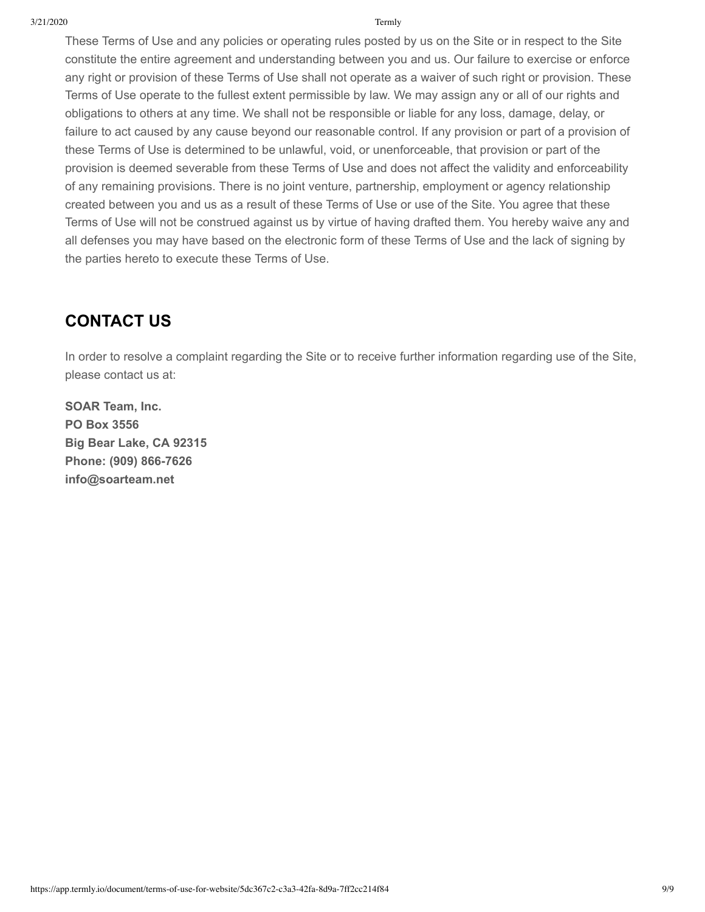These Terms of Use and any policies or operating rules posted by us on the Site or in respect to the Site constitute the entire agreement and understanding between you and us. Our failure to exercise or enforce any right or provision of these Terms of Use shall not operate as a waiver of such right or provision. These Terms of Use operate to the fullest extent permissible by law. We may assign any or all of our rights and obligations to others at any time. We shall not be responsible or liable for any loss, damage, delay, or failure to act caused by any cause beyond our reasonable control. If any provision or part of a provision of these Terms of Use is determined to be unlawful, void, or unenforceable, that provision or part of the provision is deemed severable from these Terms of Use and does not affect the validity and enforceability of any remaining provisions. There is no joint venture, partnership, employment or agency relationship created between you and us as a result of these Terms of Use or use of the Site. You agree that these Terms of Use will not be construed against us by virtue of having drafted them. You hereby waive any and all defenses you may have based on the electronic form of these Terms of Use and the lack of signing by the parties hereto to execute these Terms of Use.

## CONTACT US

In order to resolve a complaint regarding the Site or to receive further information regarding use of the Site, please contact us at:

**SOAR Team, Inc.**
**PO Box 3556**
**Big Bear Lake, CA 92315**
**Phone: (909) 866-7626**
**info@soarteam.net**